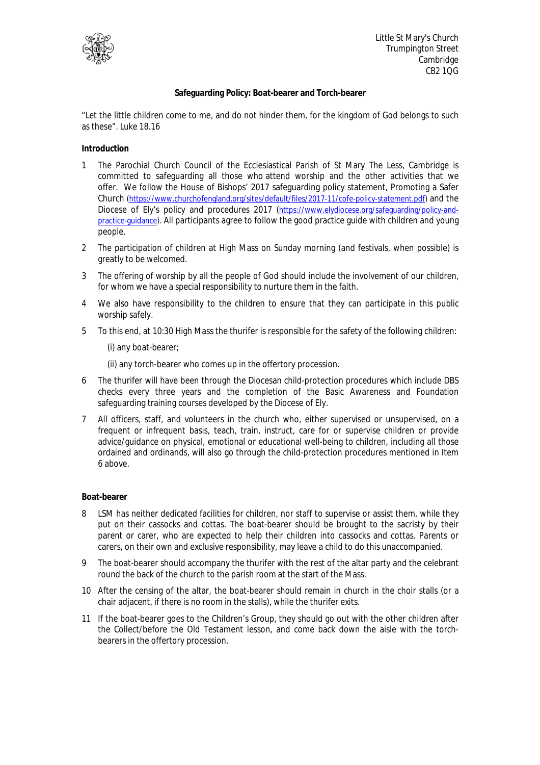Little St Mary's Church
Trumpington Street
Cambridge
CB2 1QG

**Safeguarding Policy: Boat-bearer and Torch-bearer**

"Let the little children come to me, and do not hinder them, for the kingdom of God belongs to such as these". Luke 18.16

**Introduction**

1. The Parochial Church Council of the Ecclesiastical Parish of St Mary The Less, Cambridge is committed to safeguarding all those who attend worship and the other activities that we offer. We follow the House of Bishops' 2017 safeguarding policy statement, Promoting a Safer Church (https://www.churchofengland.org/sites/default/files/2017-11/cofe-policy-statement.pdf) and the Diocese of Ely's policy and procedures 2017 (https://www.elydiocese.org/safeguarding/policy-and-practice-guidance). All participants agree to follow the good practice guide with children and young people.

2. The participation of children at High Mass on Sunday morning (and festivals, when possible) is greatly to be welcomed.

3. The offering of worship by all the people of God should include the involvement of our children, for whom we have a special responsibility to nurture them in the faith.

4. We also have responsibility to the children to ensure that they can participate in this public worship safely.

5. To this end, at 10:30 High Mass the thurifer is responsible for the safety of the following children:

   (i) any boat-bearer;

   (ii) any torch-bearer who comes up in the offertory procession.

6. The thurifer will have been through the Diocesan child-protection procedures which include DBS checks every three years and the completion of the Basic Awareness and Foundation safeguarding training courses developed by the Diocese of Ely.

7. All officers, staff, and volunteers in the church who, either supervised or unsupervised, on a frequent or infrequent basis, teach, train, instruct, care for or supervise children or provide advice/guidance on physical, emotional or educational well-being to children, including all those ordained and ordinands, will also go through the child-protection procedures mentioned in Item 6 above.

**Boat-bearer**

8. LSM has neither dedicated facilities for children, nor staff to supervise or assist them, while they put on their cassocks and cottas. The boat-bearer should be brought to the sacristy by their parent or carer, who are expected to help their children into cassocks and cottas. Parents or carers, on their own and exclusive responsibility, may leave a child to do this unaccompanied.

9. The boat-bearer should accompany the thurifer with the rest of the altar party and the celebrant round the back of the church to the parish room at the start of the Mass.

10. After the censing of the altar, the boat-bearer should remain in church in the choir stalls (or a chair adjacent, if there is no room in the stalls), while the thurifer exits.

11. If the boat-bearer goes to the Children's Group, they should go out with the other children after the Collect/before the Old Testament lesson, and come back down the aisle with the torch-bearers in the offertory procession.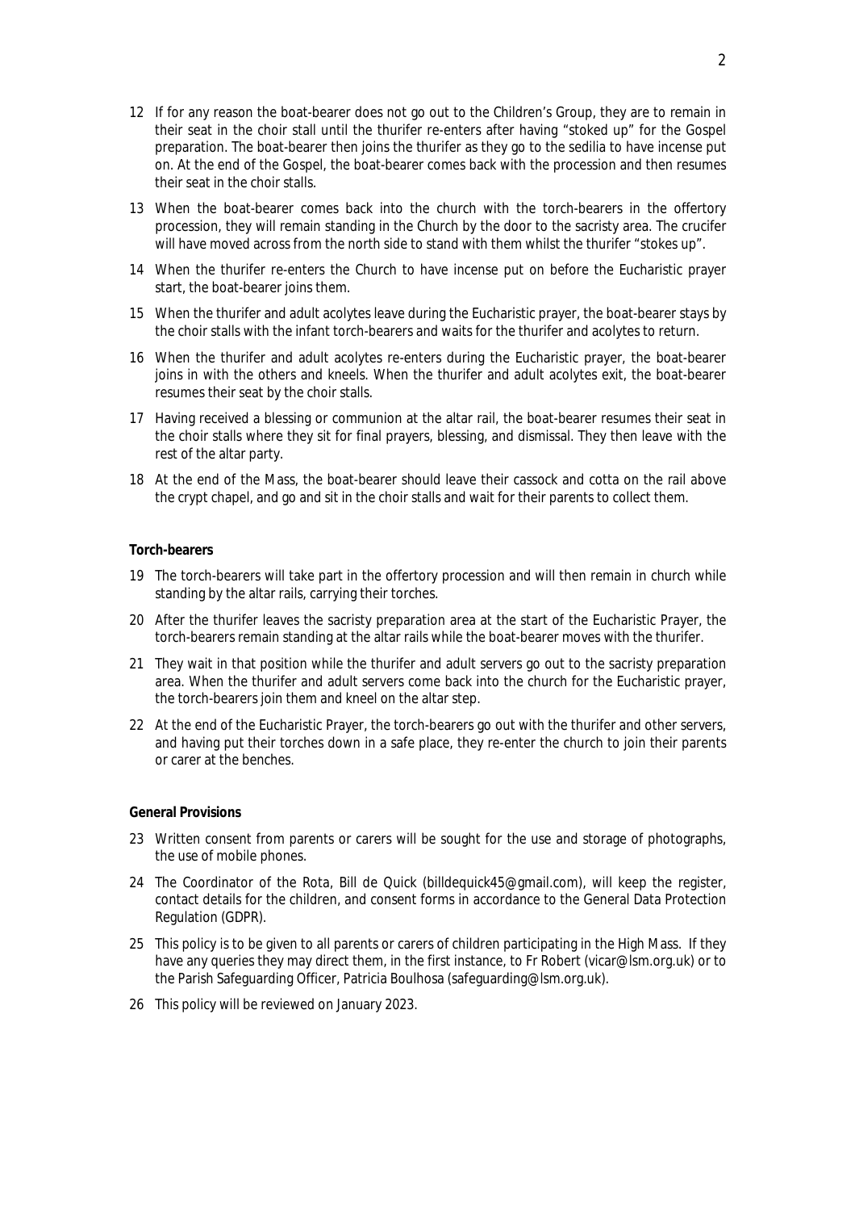12 If for any reason the boat-bearer does not go out to the Children's Group, they are to remain in their seat in the choir stall until the thurifer re-enters after having "stoked up" for the Gospel preparation. The boat-bearer then joins the thurifer as they go to the sedilia to have incense put on. At the end of the Gospel, the boat-bearer comes back with the procession and then resumes their seat in the choir stalls.

13 When the boat-bearer comes back into the church with the torch-bearers in the offertory procession, they will remain standing in the Church by the door to the sacristy area. The crucifer will have moved across from the north side to stand with them whilst the thurifer "stokes up".

14 When the thurifer re-enters the Church to have incense put on before the Eucharistic prayer start, the boat-bearer joins them.

15 When the thurifer and adult acolytes leave during the Eucharistic prayer, the boat-bearer stays by the choir stalls with the infant torch-bearers and waits for the thurifer and acolytes to return.

16 When the thurifer and adult acolytes re-enters during the Eucharistic prayer, the boat-bearer joins in with the others and kneels. When the thurifer and adult acolytes exit, the boat-bearer resumes their seat by the choir stalls.

17 Having received a blessing or communion at the altar rail, the boat-bearer resumes their seat in the choir stalls where they sit for final prayers, blessing, and dismissal. They then leave with the rest of the altar party.

18 At the end of the Mass, the boat-bearer should leave their cassock and cotta on the rail above the crypt chapel, and go and sit in the choir stalls and wait for their parents to collect them.

**Torch-bearers**

19 The torch-bearers will take part in the offertory procession and will then remain in church while standing by the altar rails, carrying their torches.

20 After the thurifer leaves the sacristy preparation area at the start of the Eucharistic Prayer, the torch-bearers remain standing at the altar rails while the boat-bearer moves with the thurifer.

21 They wait in that position while the thurifer and adult servers go out to the sacristy preparation area. When the thurifer and adult servers come back into the church for the Eucharistic prayer, the torch-bearers join them and kneel on the altar step.

22 At the end of the Eucharistic Prayer, the torch-bearers go out with the thurifer and other servers, and having put their torches down in a safe place, they re-enter the church to join their parents or carer at the benches.

**General Provisions**

23 Written consent from parents or carers will be sought for the use and storage of photographs, the use of mobile phones.

24 The Coordinator of the Rota, Bill de Quick (billdequick45@gmail.com), will keep the register, contact details for the children, and consent forms in accordance to the General Data Protection Regulation (GDPR).

25 This policy is to be given to all parents or carers of children participating in the High Mass. If they have any queries they may direct them, in the first instance, to Fr Robert (vicar@lsm.org.uk) or to the Parish Safeguarding Officer, Patricia Boulhosa (safeguarding@lsm.org.uk).

26 This policy will be reviewed on January 2023.